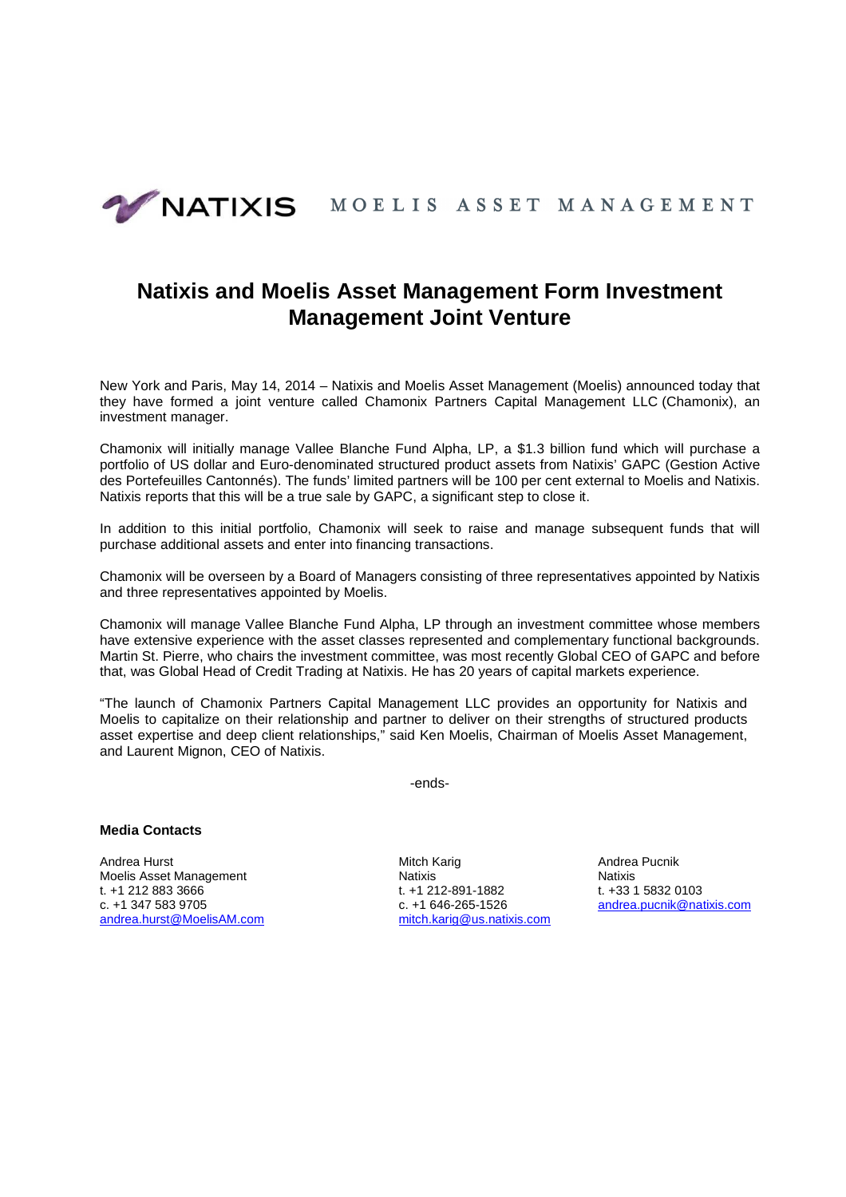NATIXIS MOELIS ASSET MANAGEMENT

# Natixis and Moelis Asset Management Form Investment Management Joint Venture

New York and Paris, May 14, 2014 – Natixis and Moelis Asset Management (Moelis) announced today that they have formed a joint venture called Chamonix Partners Capital Management LLC (Chamonix), an investment manager.

Chamonix will initially manage Vallee Blanche Fund Alpha, LP, a $1.3 billion fund which will purchase a portfolio of US dollar and Euro-denominated structured product assets from Natixis' GAPC (Gestion Active des Portefeuilles Cantonnés). The funds' limited partners will be 100 per cent external to Moelis and Natixis. Natixis reports that this will be a true sale by GAPC, a significant step to close it.

In addition to this initial portfolio, Chamonix will seek to raise and manage subsequent funds that will purchase additional assets and enter into financing transactions.

Chamonix will be overseen by a Board of Managers consisting of three representatives appointed by Natixis and three representatives appointed by Moelis.

Chamonix will manage Vallee Blanche Fund Alpha, LP through an investment committee whose members have extensive experience with the asset classes represented and complementary functional backgrounds. Martin St. Pierre, who chairs the investment committee, was most recently Global CEO of GAPC and before that, was Global Head of Credit Trading at Natixis. He has 20 years of capital markets experience.

"The launch of Chamonix Partners Capital Management LLC provides an opportunity for Natixis and Moelis to capitalize on their relationship and partner to deliver on their strengths of structured products asset expertise and deep client relationships," said Ken Moelis, Chairman of Moelis Asset Management, and Laurent Mignon, CEO of Natixis.

-ends-

**Media Contacts**

Andrea Hurst
Moelis Asset Management
t. +1 212 883 3666
c. +1 347 583 9705
andrea.hurst@MoelisAM.com

Mitch Karig
Natixis
t. +1 212-891-1882
c. +1 646-265-1526
mitch.karig@us.natixis.com

Andrea Pucnik
Natixis
t. +33 1 5832 0103
andrea.pucnik@natixis.com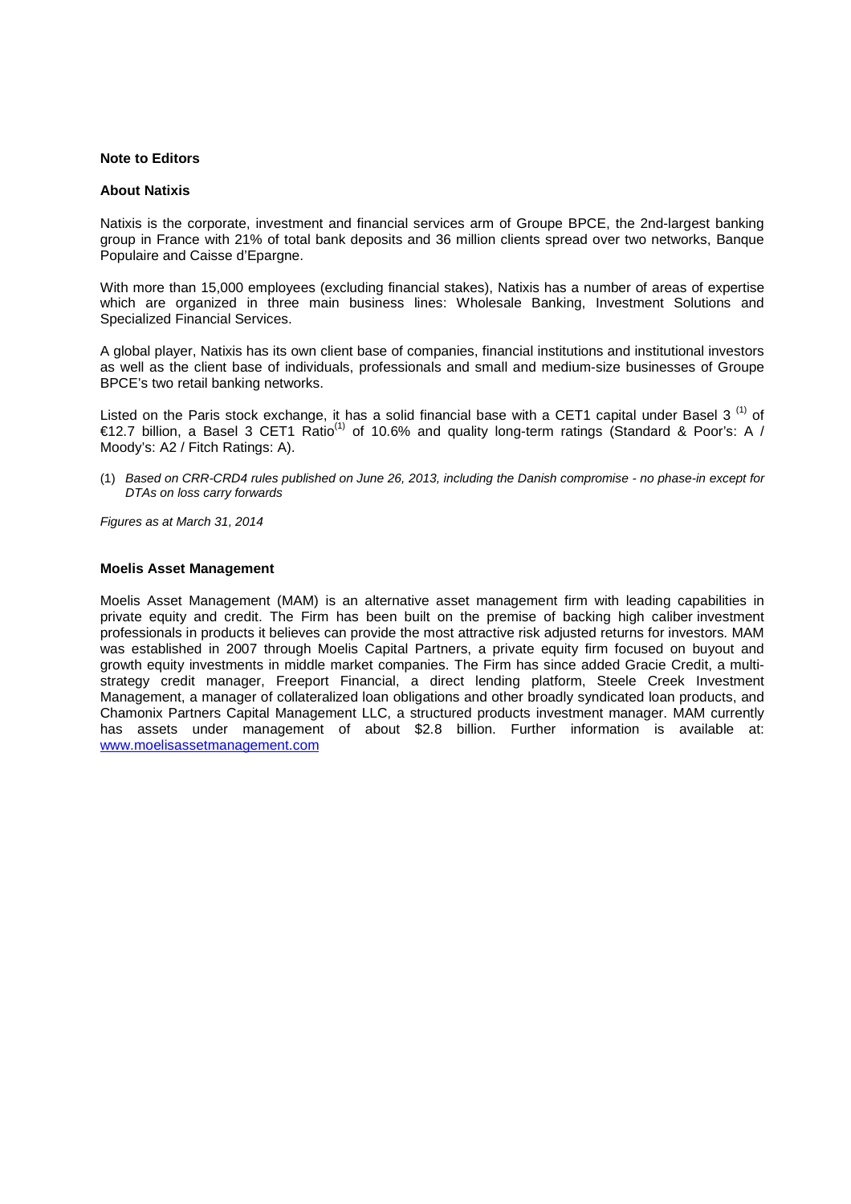**Note to Editors**

**About Natixis**

Natixis is the corporate, investment and financial services arm of Groupe BPCE, the 2nd-largest banking group in France with 21% of total bank deposits and 36 million clients spread over two networks, Banque Populaire and Caisse d'Epargne.

With more than 15,000 employees (excluding financial stakes), Natixis has a number of areas of expertise which are organized in three main business lines: Wholesale Banking, Investment Solutions and Specialized Financial Services.

A global player, Natixis has its own client base of companies, financial institutions and institutional investors as well as the client base of individuals, professionals and small and medium-size businesses of Groupe BPCE's two retail banking networks.

Listed on the Paris stock exchange, it has a solid financial base with a CET1 capital under Basel 3 [(1)] of €12.7 billion, a Basel 3 CET1 Ratio[(1)] of 10.6% and quality long-term ratings (Standard & Poor's: A / Moody's: A2 / Fitch Ratings: A).

(1) *Based on CRR-CRD4 rules published on June 26, 2013, including the Danish compromise - no phase-in except for DTAs on loss carry forwards*

*Figures as at March 31, 2014*

**Moelis Asset Management**

Moelis Asset Management (MAM) is an alternative asset management firm with leading capabilities in private equity and credit. The Firm has been built on the premise of backing high caliber investment professionals in products it believes can provide the most attractive risk adjusted returns for investors. MAM was established in 2007 through Moelis Capital Partners, a private equity firm focused on buyout and growth equity investments in middle market companies. The Firm has since added Gracie Credit, a multi-strategy credit manager, Freeport Financial, a direct lending platform, Steele Creek Investment Management, a manager of collateralized loan obligations and other broadly syndicated loan products, and Chamonix Partners Capital Management LLC, a structured products investment manager. MAM currently has assets under management of about $2.8 billion. Further information is available at: www.moelisassetmanagement.com